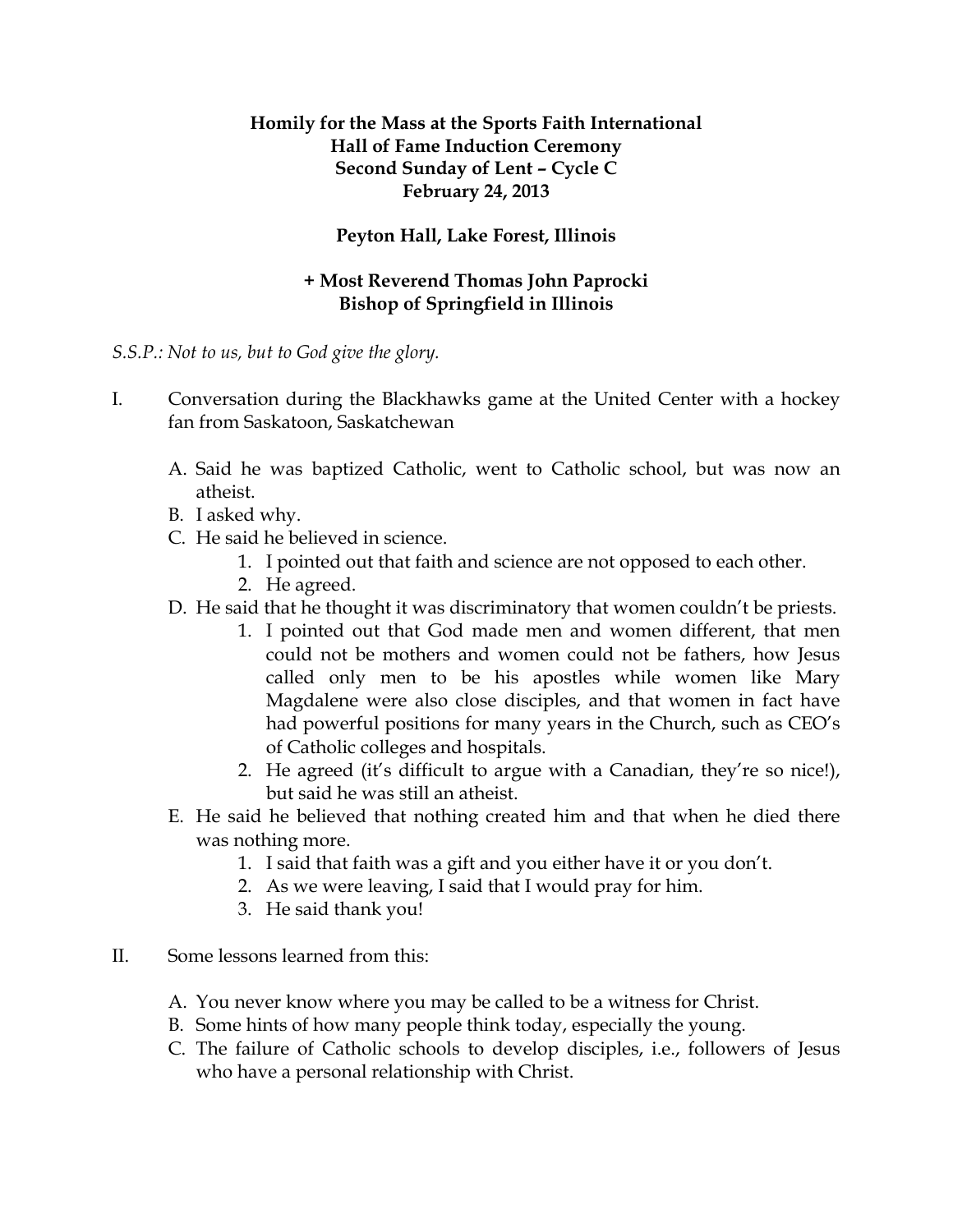**Homily for the Mass at the Sports Faith International Hall of Fame Induction Ceremony**
**Second Sunday of Lent – Cycle C**
**February 24, 2013**

**Peyton Hall, Lake Forest, Illinois**

**+ Most Reverend Thomas John Paprocki**
**Bishop of Springfield in Illinois**

*S.S.P.: Not to us, but to God give the glory.*

I. Conversation during the Blackhawks game at the United Center with a hockey fan from Saskatoon, Saskatchewan

   A. Said he was baptized Catholic, went to Catholic school, but was now an atheist.
   B. I asked why.
   C. He said he believed in science.
      1. I pointed out that faith and science are not opposed to each other.
      2. He agreed.
   D. He said that he thought it was discriminatory that women couldn't be priests.
      1. I pointed out that God made men and women different, that men could not be mothers and women could not be fathers, how Jesus called only men to be his apostles while women like Mary Magdalene were also close disciples, and that women in fact have had powerful positions for many years in the Church, such as CEO's of Catholic colleges and hospitals.
      2. He agreed (it's difficult to argue with a Canadian, they're so nice!), but said he was still an atheist.
   E. He said he believed that nothing created him and that when he died there was nothing more.
      1. I said that faith was a gift and you either have it or you don't.
      2. As we were leaving, I said that I would pray for him.
      3. He said thank you!

II. Some lessons learned from this:

   A. You never know where you may be called to be a witness for Christ.
   B. Some hints of how many people think today, especially the young.
   C. The failure of Catholic schools to develop disciples, i.e., followers of Jesus who have a personal relationship with Christ.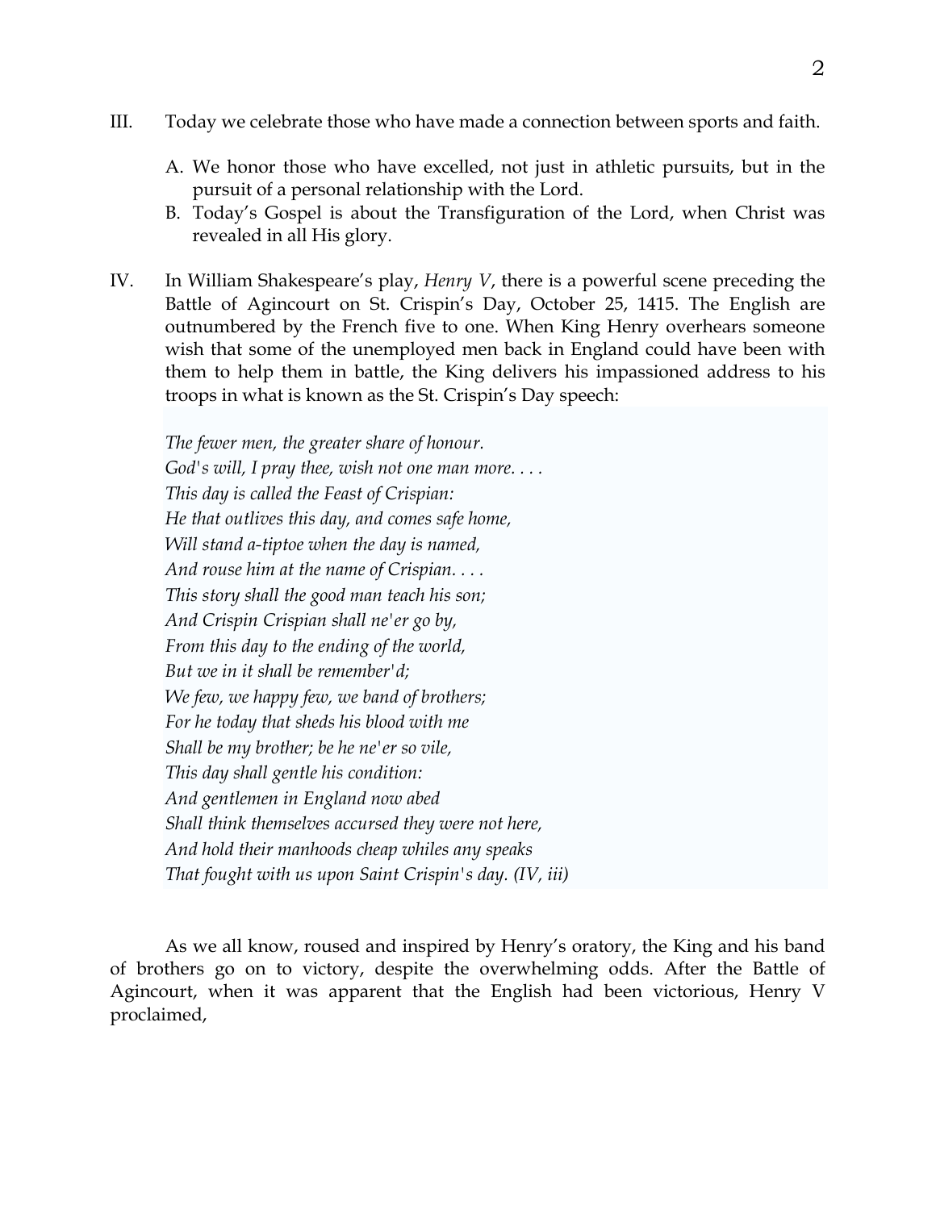III. Today we celebrate those who have made a connection between sports and faith.

   A. We honor those who have excelled, not just in athletic pursuits, but in the pursuit of a personal relationship with the Lord.
   B. Today's Gospel is about the Transfiguration of the Lord, when Christ was revealed in all His glory.

IV. In William Shakespeare's play, *Henry V*, there is a powerful scene preceding the Battle of Agincourt on St. Crispin's Day, October 25, 1415. The English are outnumbered by the French five to one. When King Henry overhears someone wish that some of the unemployed men back in England could have been with them to help them in battle, the King delivers his impassioned address to his troops in what is known as the St. Crispin's Day speech:

> *The fewer men, the greater share of honour.*
> *God's will, I pray thee, wish not one man more. . . .*
> *This day is called the Feast of Crispian:*
> *He that outlives this day, and comes safe home,*
> *Will stand a-tiptoe when the day is named,*
> *And rouse him at the name of Crispian. . . .*
> *This story shall the good man teach his son;*
> *And Crispin Crispian shall ne'er go by,*
> *From this day to the ending of the world,*
> *But we in it shall be remember'd;*
> *We few, we happy few, we band of brothers;*
> *For he today that sheds his blood with me*
> *Shall be my brother; be he ne'er so vile,*
> *This day shall gentle his condition:*
> *And gentlemen in England now abed*
> *Shall think themselves accursed they were not here,*
> *And hold their manhoods cheap whiles any speaks*
> *That fought with us upon Saint Crispin's day. (IV, iii)*

As we all know, roused and inspired by Henry's oratory, the King and his band of brothers go on to victory, despite the overwhelming odds. After the Battle of Agincourt, when it was apparent that the English had been victorious, Henry V proclaimed,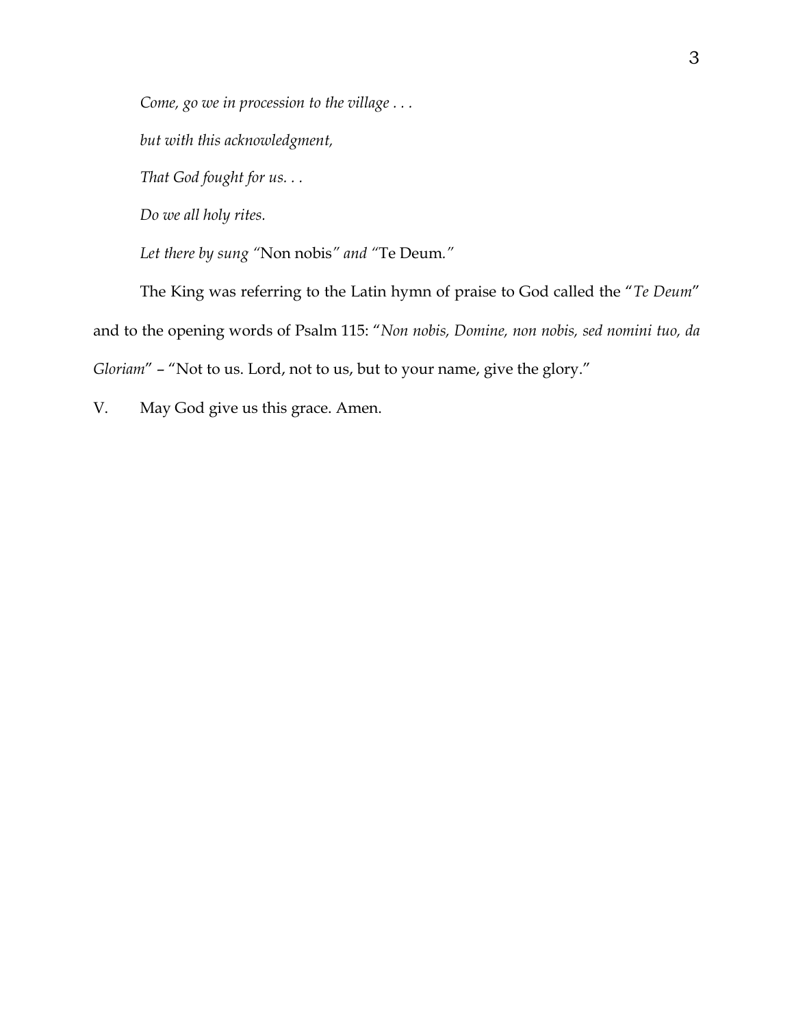*Come, go we in procession to the village . . .*

*but with this acknowledgment,*

*That God fought for us. . .*

*Do we all holy rites.*

*Let there by sung "*Non nobis*" and "*Te Deum*."*

The King was referring to the Latin hymn of praise to God called the "*Te Deum*" and to the opening words of Psalm 115: "*Non nobis, Domine, non nobis, sed nomini tuo, da Gloriam*" – "Not to us. Lord, not to us, but to your name, give the glory."

V. May God give us this grace. Amen.